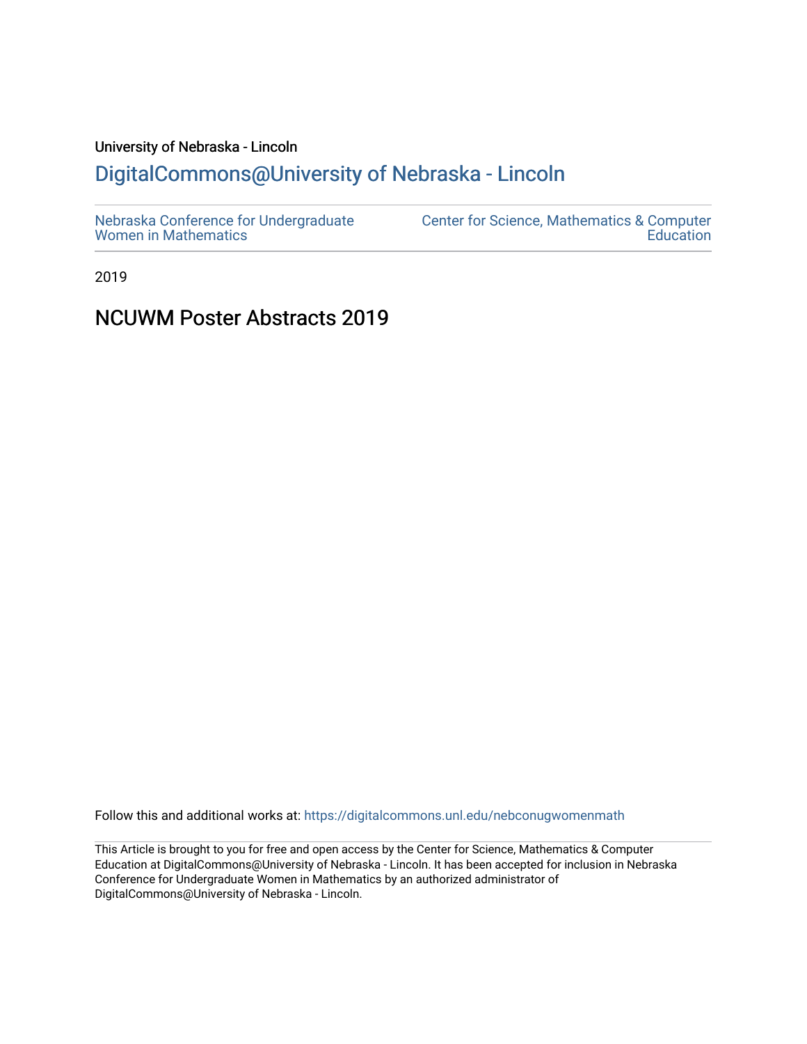University of Nebraska - Lincoln

## DigitalCommons@University of Nebraska - Lincoln

Nebraska Conference for Undergraduate Women in Mathematics

Center for Science, Mathematics & Computer Education

2019

# NCUWM Poster Abstracts 2019

Follow this and additional works at: https://digitalcommons.unl.edu/nebconugwomenmath

This Article is brought to you for free and open access by the Center for Science, Mathematics & Computer Education at DigitalCommons@University of Nebraska - Lincoln. It has been accepted for inclusion in Nebraska Conference for Undergraduate Women in Mathematics by an authorized administrator of DigitalCommons@University of Nebraska - Lincoln.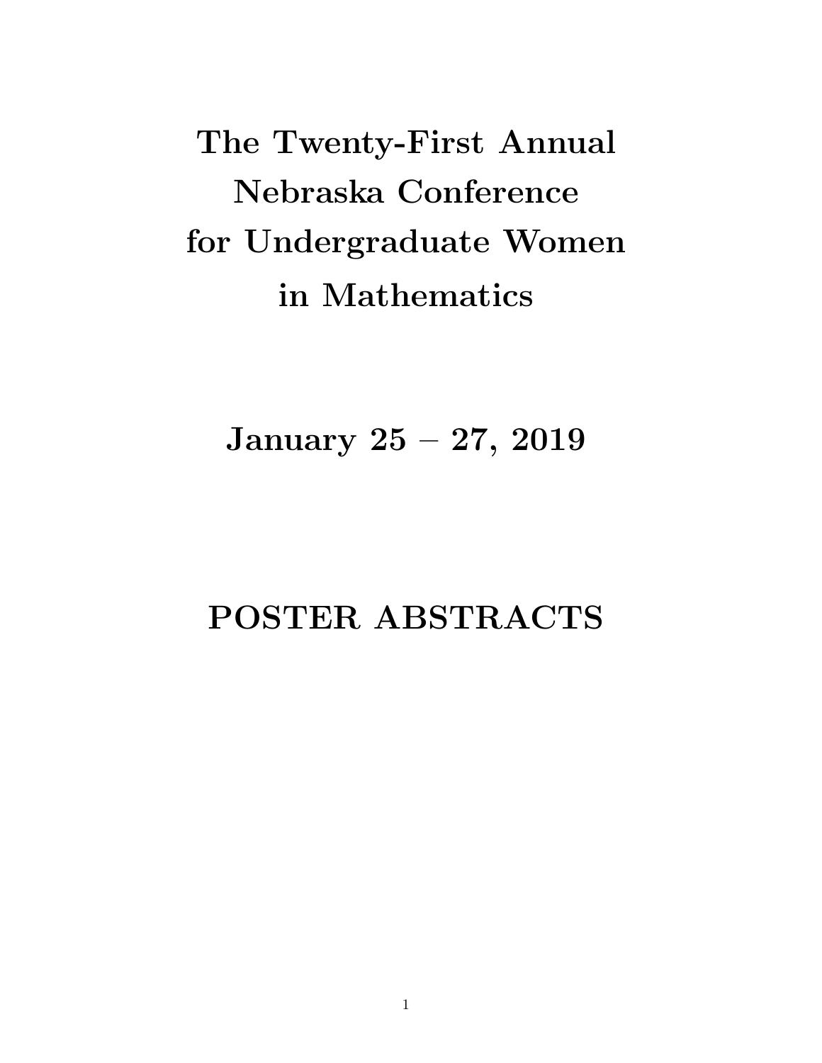# The Twenty-First Annual Nebraska Conference for Undergraduate Women in Mathematics

## January 25 – 27, 2019

## POSTER ABSTRACTS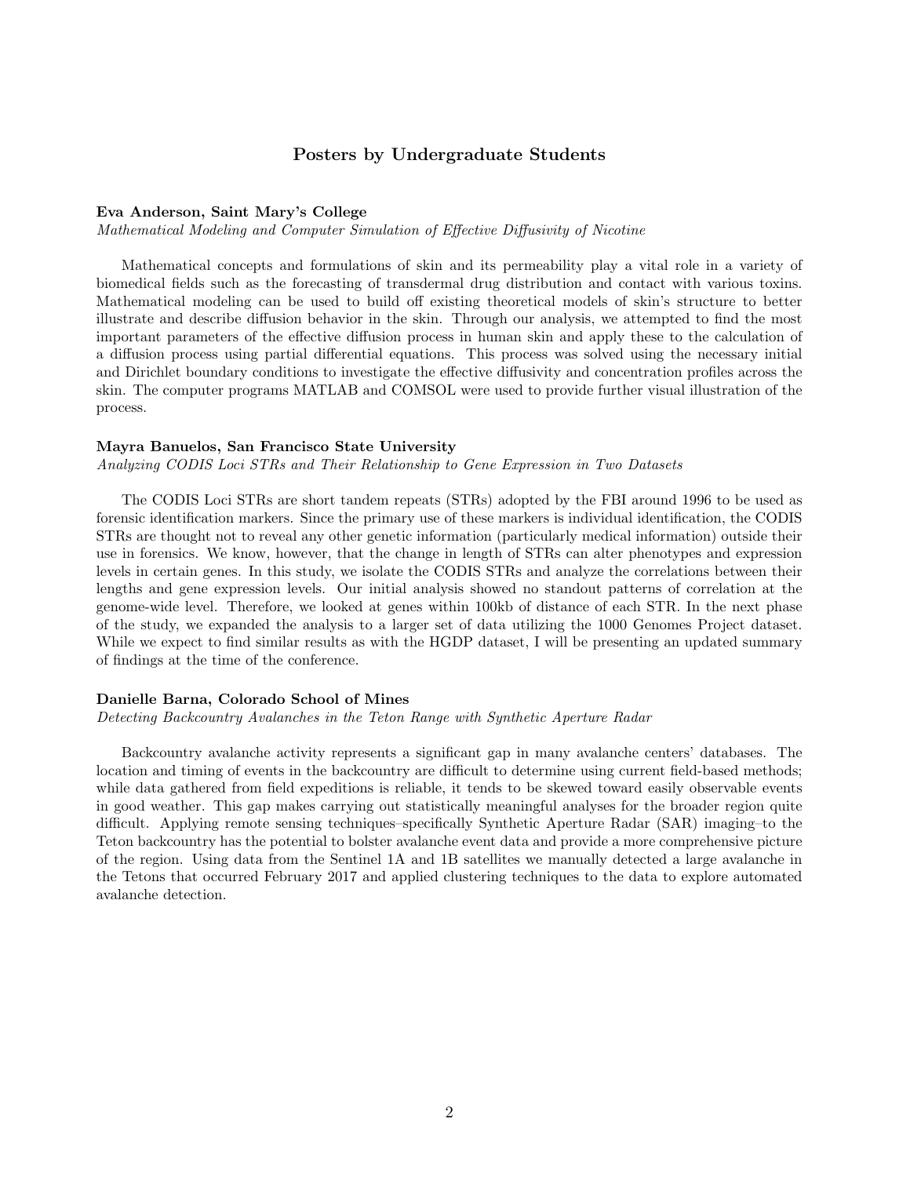## Posters by Undergraduate Students

**Eva Anderson, Saint Mary's College**
*Mathematical Modeling and Computer Simulation of Effective Diffusivity of Nicotine*

Mathematical concepts and formulations of skin and its permeability play a vital role in a variety of biomedical fields such as the forecasting of transdermal drug distribution and contact with various toxins. Mathematical modeling can be used to build off existing theoretical models of skin's structure to better illustrate and describe diffusion behavior in the skin. Through our analysis, we attempted to find the most important parameters of the effective diffusion process in human skin and apply these to the calculation of a diffusion process using partial differential equations. This process was solved using the necessary initial and Dirichlet boundary conditions to investigate the effective diffusivity and concentration profiles across the skin. The computer programs MATLAB and COMSOL were used to provide further visual illustration of the process.

**Mayra Banuelos, San Francisco State University**
*Analyzing CODIS Loci STRs and Their Relationship to Gene Expression in Two Datasets*

The CODIS Loci STRs are short tandem repeats (STRs) adopted by the FBI around 1996 to be used as forensic identification markers. Since the primary use of these markers is individual identification, the CODIS STRs are thought not to reveal any other genetic information (particularly medical information) outside their use in forensics. We know, however, that the change in length of STRs can alter phenotypes and expression levels in certain genes. In this study, we isolate the CODIS STRs and analyze the correlations between their lengths and gene expression levels. Our initial analysis showed no standout patterns of correlation at the genome-wide level. Therefore, we looked at genes within 100kb of distance of each STR. In the next phase of the study, we expanded the analysis to a larger set of data utilizing the 1000 Genomes Project dataset. While we expect to find similar results as with the HGDP dataset, I will be presenting an updated summary of findings at the time of the conference.

**Danielle Barna, Colorado School of Mines**
*Detecting Backcountry Avalanches in the Teton Range with Synthetic Aperture Radar*

Backcountry avalanche activity represents a significant gap in many avalanche centers' databases. The location and timing of events in the backcountry are difficult to determine using current field-based methods; while data gathered from field expeditions is reliable, it tends to be skewed toward easily observable events in good weather. This gap makes carrying out statistically meaningful analyses for the broader region quite difficult. Applying remote sensing techniques–specifically Synthetic Aperture Radar (SAR) imaging–to the Teton backcountry has the potential to bolster avalanche event data and provide a more comprehensive picture of the region. Using data from the Sentinel 1A and 1B satellites we manually detected a large avalanche in the Tetons that occurred February 2017 and applied clustering techniques to the data to explore automated avalanche detection.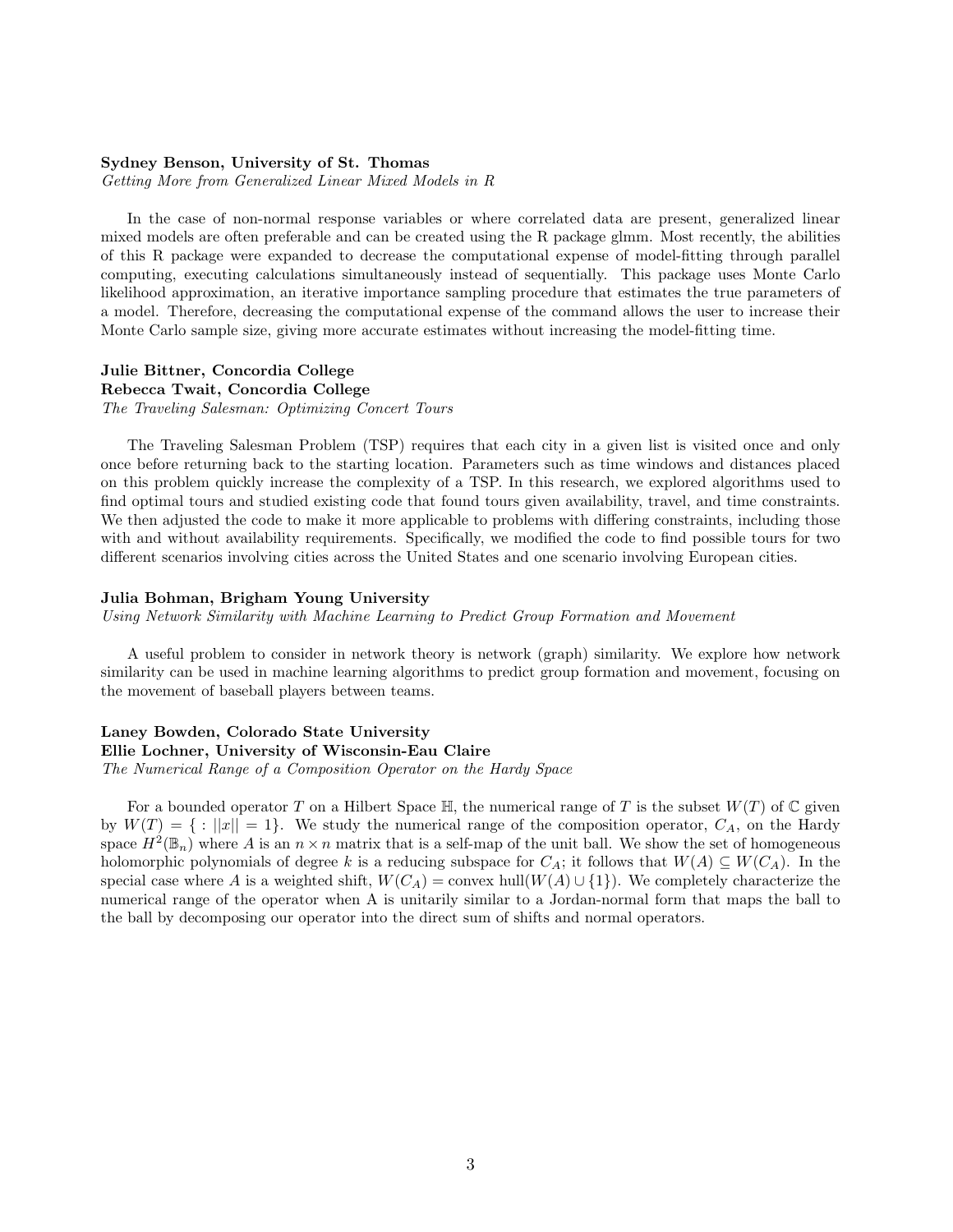**Sydney Benson, University of St. Thomas**
*Getting More from Generalized Linear Mixed Models in R*

In the case of non-normal response variables or where correlated data are present, generalized linear mixed models are often preferable and can be created using the R package glmm. Most recently, the abilities of this R package were expanded to decrease the computational expense of model-fitting through parallel computing, executing calculations simultaneously instead of sequentially. This package uses Monte Carlo likelihood approximation, an iterative importance sampling procedure that estimates the true parameters of a model. Therefore, decreasing the computational expense of the command allows the user to increase their Monte Carlo sample size, giving more accurate estimates without increasing the model-fitting time.

**Julie Bittner, Concordia College**
**Rebecca Twait, Concordia College**
*The Traveling Salesman: Optimizing Concert Tours*

The Traveling Salesman Problem (TSP) requires that each city in a given list is visited once and only once before returning back to the starting location. Parameters such as time windows and distances placed on this problem quickly increase the complexity of a TSP. In this research, we explored algorithms used to find optimal tours and studied existing code that found tours given availability, travel, and time constraints. We then adjusted the code to make it more applicable to problems with differing constraints, including those with and without availability requirements. Specifically, we modified the code to find possible tours for two different scenarios involving cities across the United States and one scenario involving European cities.

**Julia Bohman, Brigham Young University**
*Using Network Similarity with Machine Learning to Predict Group Formation and Movement*

A useful problem to consider in network theory is network (graph) similarity. We explore how network similarity can be used in machine learning algorithms to predict group formation and movement, focusing on the movement of baseball players between teams.

**Laney Bowden, Colorado State University**
**Ellie Lochner, University of Wisconsin-Eau Claire**
*The Numerical Range of a Composition Operator on the Hardy Space*

For a bounded operator $T$ on a Hilbert Space $\mathbb{H}$, the numerical range of $T$ is the subset $W(T)$ of $\mathbb{C}$ given by $W(T) = \{ : ||x|| = 1\}$. We study the numerical range of the composition operator, $C_A$, on the Hardy space $H^2(\mathbb{B}_n)$ where $A$ is an $n \times n$ matrix that is a self-map of the unit ball. We show the set of homogeneous holomorphic polynomials of degree $k$ is a reducing subspace for $C_A$; it follows that $W(A) \subseteq W(C_A)$. In the special case where $A$ is a weighted shift, $W(C_A) = \text{convex hull}(W(A) \cup \{1\})$. We completely characterize the numerical range of the operator when A is unitarily similar to a Jordan-normal form that maps the ball to the ball by decomposing our operator into the direct sum of shifts and normal operators.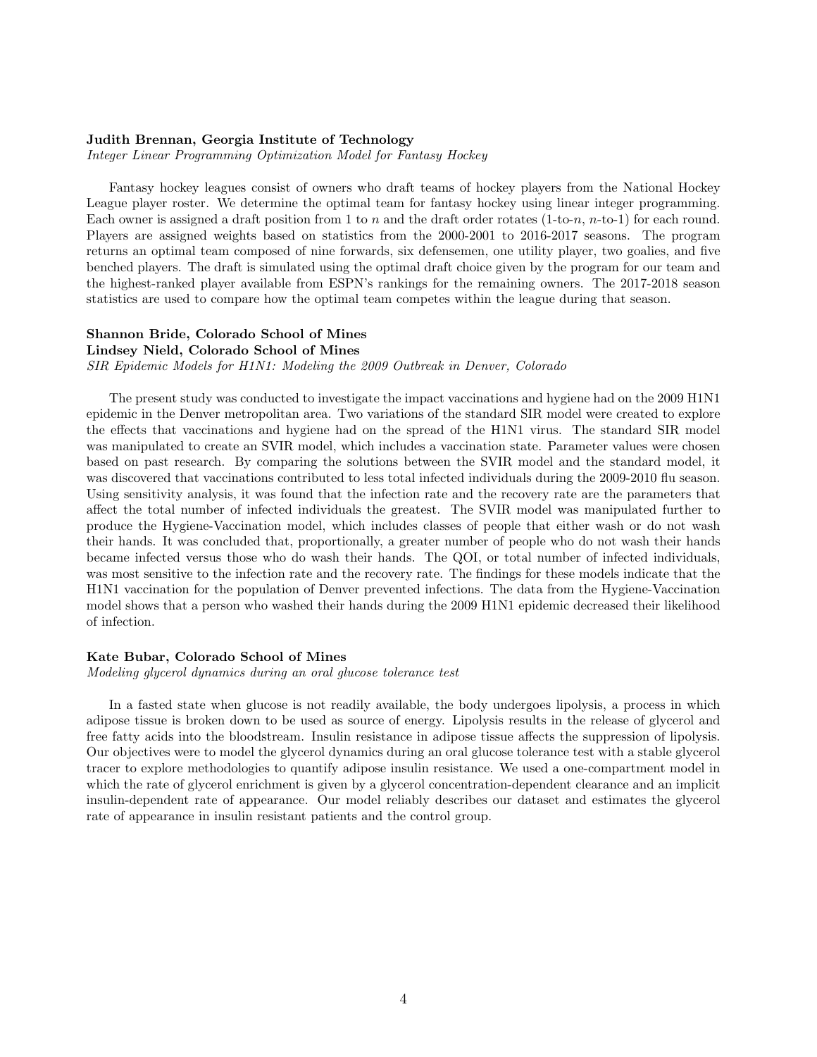**Judith Brennan, Georgia Institute of Technology**
*Integer Linear Programming Optimization Model for Fantasy Hockey*

Fantasy hockey leagues consist of owners who draft teams of hockey players from the National Hockey League player roster. We determine the optimal team for fantasy hockey using linear integer programming. Each owner is assigned a draft position from 1 to $n$ and the draft order rotates (1-to-$n$, $n$-to-1) for each round. Players are assigned weights based on statistics from the 2000-2001 to 2016-2017 seasons. The program returns an optimal team composed of nine forwards, six defensemen, one utility player, two goalies, and five benched players. The draft is simulated using the optimal draft choice given by the program for our team and the highest-ranked player available from ESPN's rankings for the remaining owners. The 2017-2018 season statistics are used to compare how the optimal team competes within the league during that season.

**Shannon Bride, Colorado School of Mines**
**Lindsey Nield, Colorado School of Mines**
*SIR Epidemic Models for H1N1: Modeling the 2009 Outbreak in Denver, Colorado*

The present study was conducted to investigate the impact vaccinations and hygiene had on the 2009 H1N1 epidemic in the Denver metropolitan area. Two variations of the standard SIR model were created to explore the effects that vaccinations and hygiene had on the spread of the H1N1 virus. The standard SIR model was manipulated to create an SVIR model, which includes a vaccination state. Parameter values were chosen based on past research. By comparing the solutions between the SVIR model and the standard model, it was discovered that vaccinations contributed to less total infected individuals during the 2009-2010 flu season. Using sensitivity analysis, it was found that the infection rate and the recovery rate are the parameters that affect the total number of infected individuals the greatest. The SVIR model was manipulated further to produce the Hygiene-Vaccination model, which includes classes of people that either wash or do not wash their hands. It was concluded that, proportionally, a greater number of people who do not wash their hands became infected versus those who do wash their hands. The QOI, or total number of infected individuals, was most sensitive to the infection rate and the recovery rate. The findings for these models indicate that the H1N1 vaccination for the population of Denver prevented infections. The data from the Hygiene-Vaccination model shows that a person who washed their hands during the 2009 H1N1 epidemic decreased their likelihood of infection.

**Kate Bubar, Colorado School of Mines**
*Modeling glycerol dynamics during an oral glucose tolerance test*

In a fasted state when glucose is not readily available, the body undergoes lipolysis, a process in which adipose tissue is broken down to be used as source of energy. Lipolysis results in the release of glycerol and free fatty acids into the bloodstream. Insulin resistance in adipose tissue affects the suppression of lipolysis. Our objectives were to model the glycerol dynamics during an oral glucose tolerance test with a stable glycerol tracer to explore methodologies to quantify adipose insulin resistance. We used a one-compartment model in which the rate of glycerol enrichment is given by a glycerol concentration-dependent clearance and an implicit insulin-dependent rate of appearance. Our model reliably describes our dataset and estimates the glycerol rate of appearance in insulin resistant patients and the control group.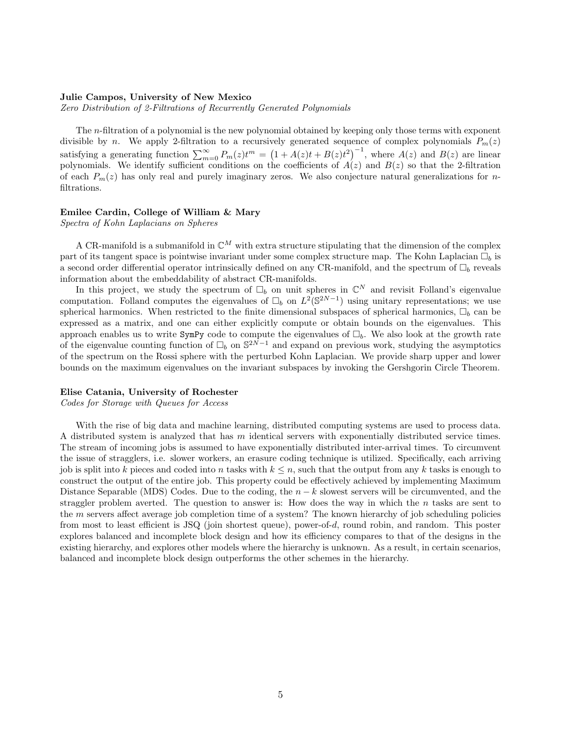**Julie Campos, University of New Mexico**
*Zero Distribution of 2-Filtrations of Recurrently Generated Polynomials*

The $n$-filtration of a polynomial is the new polynomial obtained by keeping only those terms with exponent divisible by $n$. We apply 2-filtration to a recursively generated sequence of complex polynomials $P_m(z)$ satisfying a generating function $\sum_{m=0}^{\infty} P_m(z)t^m = \left(1 + A(z)t + B(z)t^2\right)^{-1}$, where $A(z)$ and $B(z)$ are linear polynomials. We identify sufficient conditions on the coefficients of $A(z)$ and $B(z)$ so that the 2-filtration of each $P_m(z)$ has only real and purely imaginary zeros. We also conjecture natural generalizations for $n$-filtrations.

**Emilee Cardin, College of William & Mary**
*Spectra of Kohn Laplacians on Spheres*

A CR-manifold is a submanifold in $\mathbb{C}^M$ with extra structure stipulating that the dimension of the complex part of its tangent space is pointwise invariant under some complex structure map. The Kohn Laplacian $\Box_b$ is a second order differential operator intrinsically defined on any CR-manifold, and the spectrum of $\Box_b$ reveals information about the embeddability of abstract CR-manifolds.

In this project, we study the spectrum of $\Box_b$ on unit spheres in $\mathbb{C}^N$ and revisit Folland's eigenvalue computation. Folland computes the eigenvalues of $\Box_b$ on $L^2(\mathbb{S}^{2N-1})$ using unitary representations; we use spherical harmonics. When restricted to the finite dimensional subspaces of spherical harmonics, $\Box_b$ can be expressed as a matrix, and one can either explicitly compute or obtain bounds on the eigenvalues. This approach enables us to write `SymPy` code to compute the eigenvalues of $\Box_b$. We also look at the growth rate of the eigenvalue counting function of $\Box_b$ on $\mathbb{S}^{2N-1}$ and expand on previous work, studying the asymptotics of the spectrum on the Rossi sphere with the perturbed Kohn Laplacian. We provide sharp upper and lower bounds on the maximum eigenvalues on the invariant subspaces by invoking the Gershgorin Circle Theorem.

**Elise Catania, University of Rochester**
*Codes for Storage with Queues for Access*

With the rise of big data and machine learning, distributed computing systems are used to process data. A distributed system is analyzed that has $m$ identical servers with exponentially distributed service times. The stream of incoming jobs is assumed to have exponentially distributed inter-arrival times. To circumvent the issue of stragglers, i.e. slower workers, an erasure coding technique is utilized. Specifically, each arriving job is split into $k$ pieces and coded into $n$ tasks with $k \leq n$, such that the output from any $k$ tasks is enough to construct the output of the entire job. This property could be effectively achieved by implementing Maximum Distance Separable (MDS) Codes. Due to the coding, the $n - k$ slowest servers will be circumvented, and the straggler problem averted. The question to answer is: How does the way in which the $n$ tasks are sent to the $m$ servers affect average job completion time of a system? The known hierarchy of job scheduling policies from most to least efficient is JSQ (join shortest queue), power-of-$d$, round robin, and random. This poster explores balanced and incomplete block design and how its efficiency compares to that of the designs in the existing hierarchy, and explores other models where the hierarchy is unknown. As a result, in certain scenarios, balanced and incomplete block design outperforms the other schemes in the hierarchy.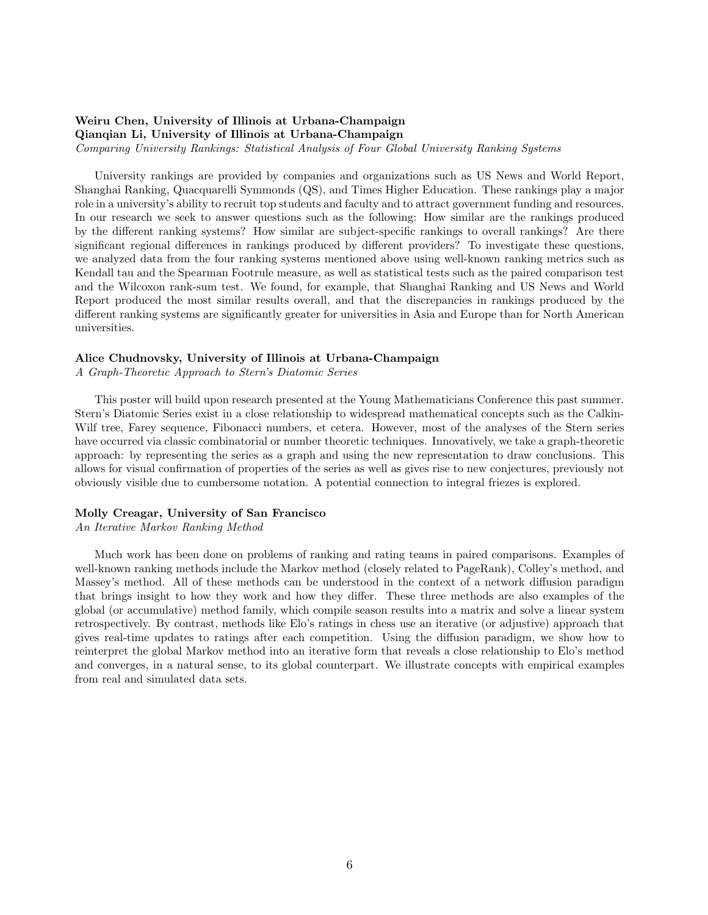**Weiru Chen, University of Illinois at Urbana-Champaign**
**Qianqian Li, University of Illinois at Urbana-Champaign**
*Comparing University Rankings: Statistical Analysis of Four Global University Ranking Systems*

University rankings are provided by companies and organizations such as US News and World Report, Shanghai Ranking, Quacquarelli Symmonds (QS), and Times Higher Education. These rankings play a major role in a university's ability to recruit top students and faculty and to attract government funding and resources. In our research we seek to answer questions such as the following: How similar are the rankings produced by the different ranking systems? How similar are subject-specific rankings to overall rankings? Are there significant regional differences in rankings produced by different providers? To investigate these questions, we analyzed data from the four ranking systems mentioned above using well-known ranking metrics such as Kendall tau and the Spearman Footrule measure, as well as statistical tests such as the paired comparison test and the Wilcoxon rank-sum test. We found, for example, that Shanghai Ranking and US News and World Report produced the most similar results overall, and that the discrepancies in rankings produced by the different ranking systems are significantly greater for universities in Asia and Europe than for North American universities.

**Alice Chudnovsky, University of Illinois at Urbana-Champaign**
*A Graph-Theoretic Approach to Stern's Diatomic Series*

This poster will build upon research presented at the Young Mathematicians Conference this past summer. Stern's Diatomic Series exist in a close relationship to widespread mathematical concepts such as the Calkin-Wilf tree, Farey sequence, Fibonacci numbers, et cetera. However, most of the analyses of the Stern series have occurred via classic combinatorial or number theoretic techniques. Innovatively, we take a graph-theoretic approach: by representing the series as a graph and using the new representation to draw conclusions. This allows for visual confirmation of properties of the series as well as gives rise to new conjectures, previously not obviously visible due to cumbersome notation. A potential connection to integral friezes is explored.

**Molly Creagar, University of San Francisco**
*An Iterative Markov Ranking Method*

Much work has been done on problems of ranking and rating teams in paired comparisons. Examples of well-known ranking methods include the Markov method (closely related to PageRank), Colley's method, and Massey's method. All of these methods can be understood in the context of a network diffusion paradigm that brings insight to how they work and how they differ. These three methods are also examples of the global (or accumulative) method family, which compile season results into a matrix and solve a linear system retrospectively. By contrast, methods like Elo's ratings in chess use an iterative (or adjustive) approach that gives real-time updates to ratings after each competition. Using the diffusion paradigm, we show how to reinterpret the global Markov method into an iterative form that reveals a close relationship to Elo's method and converges, in a natural sense, to its global counterpart. We illustrate concepts with empirical examples from real and simulated data sets.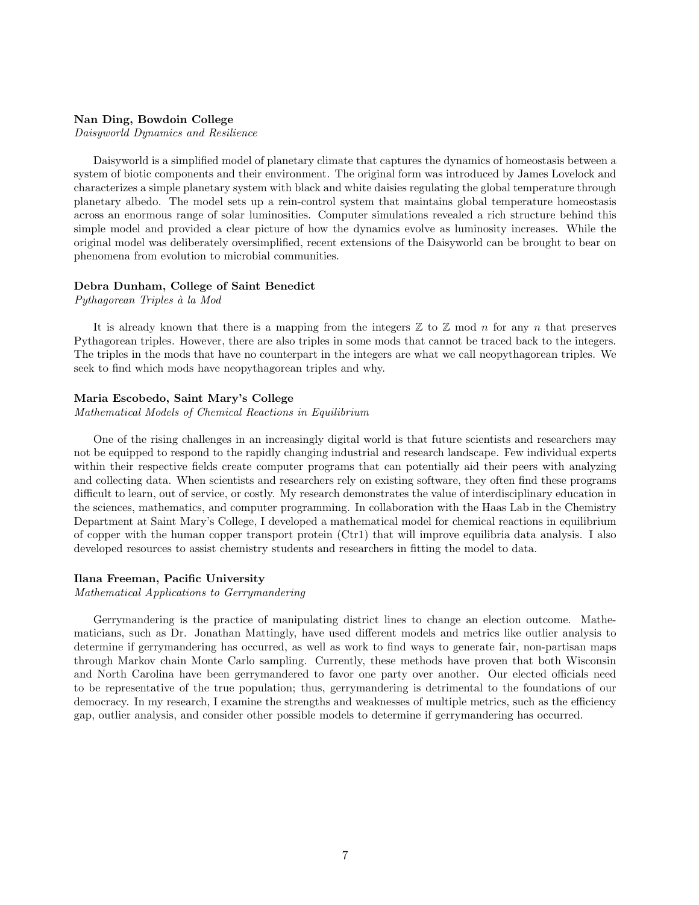**Nan Ding, Bowdoin College**
*Daisyworld Dynamics and Resilience*

Daisyworld is a simplified model of planetary climate that captures the dynamics of homeostasis between a system of biotic components and their environment. The original form was introduced by James Lovelock and characterizes a simple planetary system with black and white daisies regulating the global temperature through planetary albedo. The model sets up a rein-control system that maintains global temperature homeostasis across an enormous range of solar luminosities. Computer simulations revealed a rich structure behind this simple model and provided a clear picture of how the dynamics evolve as luminosity increases. While the original model was deliberately oversimplified, recent extensions of the Daisyworld can be brought to bear on phenomena from evolution to microbial communities.

**Debra Dunham, College of Saint Benedict**
*Pythagorean Triples à la Mod*

It is already known that there is a mapping from the integers $\mathbb{Z}$ to $\mathbb{Z}$ mod $n$ for any $n$ that preserves Pythagorean triples. However, there are also triples in some mods that cannot be traced back to the integers. The triples in the mods that have no counterpart in the integers are what we call neopythagorean triples. We seek to find which mods have neopythagorean triples and why.

**Maria Escobedo, Saint Mary's College**
*Mathematical Models of Chemical Reactions in Equilibrium*

One of the rising challenges in an increasingly digital world is that future scientists and researchers may not be equipped to respond to the rapidly changing industrial and research landscape. Few individual experts within their respective fields create computer programs that can potentially aid their peers with analyzing and collecting data. When scientists and researchers rely on existing software, they often find these programs difficult to learn, out of service, or costly. My research demonstrates the value of interdisciplinary education in the sciences, mathematics, and computer programming. In collaboration with the Haas Lab in the Chemistry Department at Saint Mary's College, I developed a mathematical model for chemical reactions in equilibrium of copper with the human copper transport protein (Ctr1) that will improve equilibria data analysis. I also developed resources to assist chemistry students and researchers in fitting the model to data.

**Ilana Freeman, Pacific University**
*Mathematical Applications to Gerrymandering*

Gerrymandering is the practice of manipulating district lines to change an election outcome. Mathematicians, such as Dr. Jonathan Mattingly, have used different models and metrics like outlier analysis to determine if gerrymandering has occurred, as well as work to find ways to generate fair, non-partisan maps through Markov chain Monte Carlo sampling. Currently, these methods have proven that both Wisconsin and North Carolina have been gerrymandered to favor one party over another. Our elected officials need to be representative of the true population; thus, gerrymandering is detrimental to the foundations of our democracy. In my research, I examine the strengths and weaknesses of multiple metrics, such as the efficiency gap, outlier analysis, and consider other possible models to determine if gerrymandering has occurred.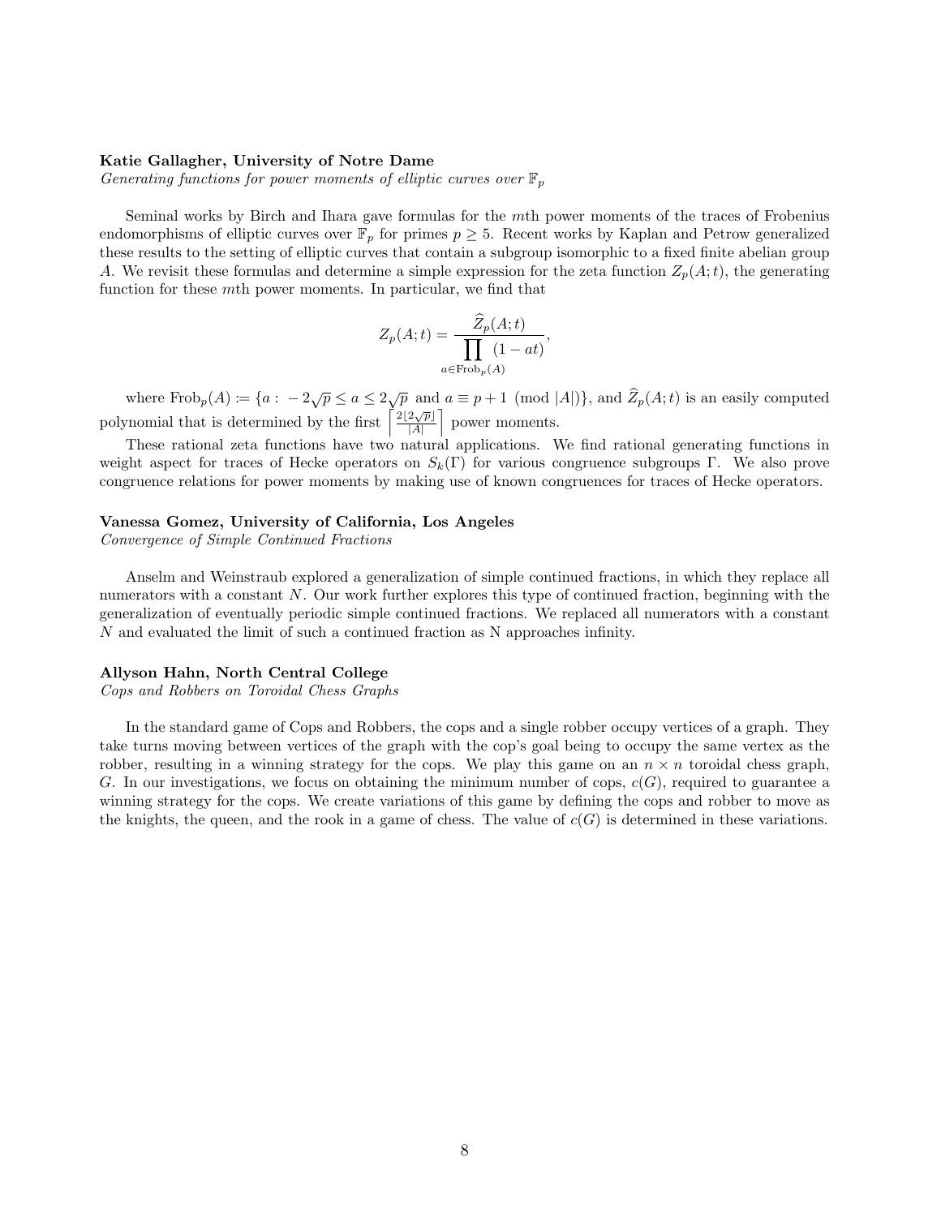**Katie Gallagher, University of Notre Dame**
*Generating functions for power moments of elliptic curves over $\mathbb{F}_p$*

Seminal works by Birch and Ihara gave formulas for the $m$th power moments of the traces of Frobenius endomorphisms of elliptic curves over $\mathbb{F}_p$ for primes $p \geq 5$. Recent works by Kaplan and Petrow generalized these results to the setting of elliptic curves that contain a subgroup isomorphic to a fixed finite abelian group $A$. We revisit these formulas and determine a simple expression for the zeta function $Z_p(A;t)$, the generating function for these $m$th power moments. In particular, we find that

$$Z_p(A;t) = \frac{\widehat{Z}_p(A;t)}{\prod\limits_{a \in \mathrm{Frob}_p(A)} (1 - at)},$$

where $\mathrm{Frob}_p(A) := \{a : -2\sqrt{p} \leq a \leq 2\sqrt{p} \text{ and } a \equiv p+1 \pmod{|A|}\}$, and $\widehat{Z}_p(A;t)$ is an easily computed polynomial that is determined by the first $\left\lceil \frac{2\lfloor 2\sqrt{p} \rfloor}{|A|} \right\rceil$ power moments.

These rational zeta functions have two natural applications. We find rational generating functions in weight aspect for traces of Hecke operators on $S_k(\Gamma)$ for various congruence subgroups $\Gamma$. We also prove congruence relations for power moments by making use of known congruences for traces of Hecke operators.

**Vanessa Gomez, University of California, Los Angeles**
*Convergence of Simple Continued Fractions*

Anselm and Weinstraub explored a generalization of simple continued fractions, in which they replace all numerators with a constant $N$. Our work further explores this type of continued fraction, beginning with the generalization of eventually periodic simple continued fractions. We replaced all numerators with a constant $N$ and evaluated the limit of such a continued fraction as N approaches infinity.

**Allyson Hahn, North Central College**
*Cops and Robbers on Toroidal Chess Graphs*

In the standard game of Cops and Robbers, the cops and a single robber occupy vertices of a graph. They take turns moving between vertices of the graph with the cop's goal being to occupy the same vertex as the robber, resulting in a winning strategy for the cops. We play this game on an $n \times n$ toroidal chess graph, $G$. In our investigations, we focus on obtaining the minimum number of cops, $c(G)$, required to guarantee a winning strategy for the cops. We create variations of this game by defining the cops and robber to move as the knights, the queen, and the rook in a game of chess. The value of $c(G)$ is determined in these variations.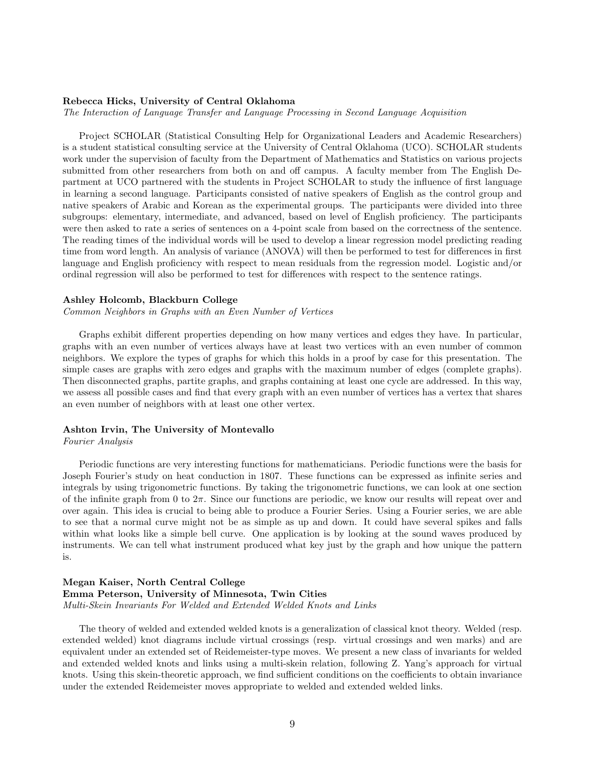**Rebecca Hicks, University of Central Oklahoma**
*The Interaction of Language Transfer and Language Processing in Second Language Acquisition*

Project SCHOLAR (Statistical Consulting Help for Organizational Leaders and Academic Researchers) is a student statistical consulting service at the University of Central Oklahoma (UCO). SCHOLAR students work under the supervision of faculty from the Department of Mathematics and Statistics on various projects submitted from other researchers from both on and off campus. A faculty member from The English Department at UCO partnered with the students in Project SCHOLAR to study the influence of first language in learning a second language. Participants consisted of native speakers of English as the control group and native speakers of Arabic and Korean as the experimental groups. The participants were divided into three subgroups: elementary, intermediate, and advanced, based on level of English proficiency. The participants were then asked to rate a series of sentences on a 4-point scale from based on the correctness of the sentence. The reading times of the individual words will be used to develop a linear regression model predicting reading time from word length. An analysis of variance (ANOVA) will then be performed to test for differences in first language and English proficiency with respect to mean residuals from the regression model. Logistic and/or ordinal regression will also be performed to test for differences with respect to the sentence ratings.

**Ashley Holcomb, Blackburn College**
*Common Neighbors in Graphs with an Even Number of Vertices*

Graphs exhibit different properties depending on how many vertices and edges they have. In particular, graphs with an even number of vertices always have at least two vertices with an even number of common neighbors. We explore the types of graphs for which this holds in a proof by case for this presentation. The simple cases are graphs with zero edges and graphs with the maximum number of edges (complete graphs). Then disconnected graphs, partite graphs, and graphs containing at least one cycle are addressed. In this way, we assess all possible cases and find that every graph with an even number of vertices has a vertex that shares an even number of neighbors with at least one other vertex.

**Ashton Irvin, The University of Montevallo**
*Fourier Analysis*

Periodic functions are very interesting functions for mathematicians. Periodic functions were the basis for Joseph Fourier's study on heat conduction in 1807. These functions can be expressed as infinite series and integrals by using trigonometric functions. By taking the trigonometric functions, we can look at one section of the infinite graph from 0 to $2\pi$. Since our functions are periodic, we know our results will repeat over and over again. This idea is crucial to being able to produce a Fourier Series. Using a Fourier series, we are able to see that a normal curve might not be as simple as up and down. It could have several spikes and falls within what looks like a simple bell curve. One application is by looking at the sound waves produced by instruments. We can tell what instrument produced what key just by the graph and how unique the pattern is.

**Megan Kaiser, North Central College**
**Emma Peterson, University of Minnesota, Twin Cities**
*Multi-Skein Invariants For Welded and Extended Welded Knots and Links*

The theory of welded and extended welded knots is a generalization of classical knot theory. Welded (resp. extended welded) knot diagrams include virtual crossings (resp. virtual crossings and wen marks) and are equivalent under an extended set of Reidemeister-type moves. We present a new class of invariants for welded and extended welded knots and links using a multi-skein relation, following Z. Yang's approach for virtual knots. Using this skein-theoretic approach, we find sufficient conditions on the coefficients to obtain invariance under the extended Reidemeister moves appropriate to welded and extended welded links.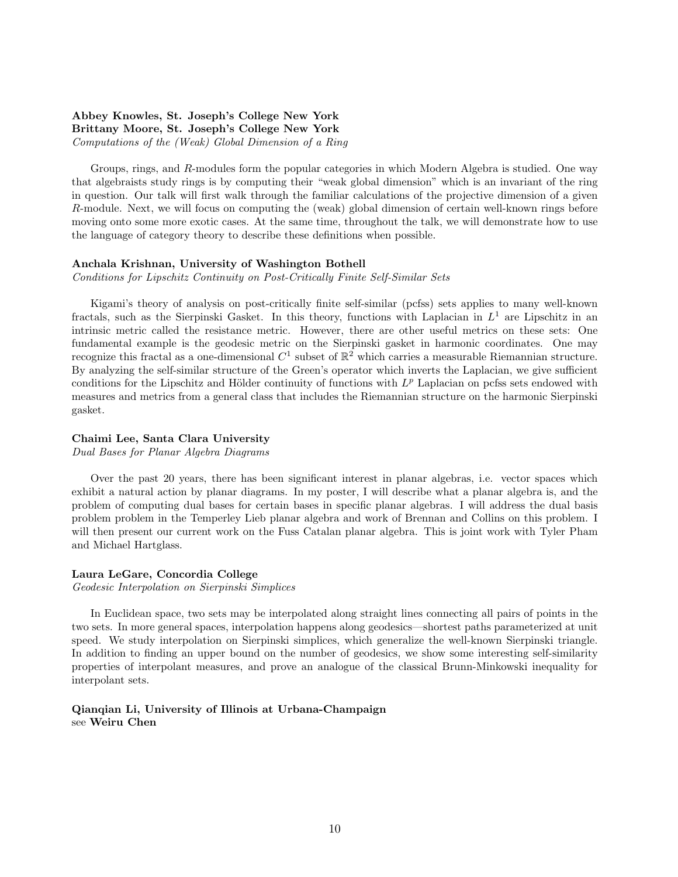**Abbey Knowles, St. Joseph's College New York**
**Brittany Moore, St. Joseph's College New York**
*Computations of the (Weak) Global Dimension of a Ring*

Groups, rings, and $R$-modules form the popular categories in which Modern Algebra is studied. One way that algebraists study rings is by computing their "weak global dimension" which is an invariant of the ring in question. Our talk will first walk through the familiar calculations of the projective dimension of a given $R$-module. Next, we will focus on computing the (weak) global dimension of certain well-known rings before moving onto some more exotic cases. At the same time, throughout the talk, we will demonstrate how to use the language of category theory to describe these definitions when possible.

**Anchala Krishnan, University of Washington Bothell**
*Conditions for Lipschitz Continuity on Post-Critically Finite Self-Similar Sets*

Kigami's theory of analysis on post-critically finite self-similar (pcfss) sets applies to many well-known fractals, such as the Sierpinski Gasket. In this theory, functions with Laplacian in $L^1$ are Lipschitz in an intrinsic metric called the resistance metric. However, there are other useful metrics on these sets: One fundamental example is the geodesic metric on the Sierpinski gasket in harmonic coordinates. One may recognize this fractal as a one-dimensional $C^1$ subset of $\mathbb{R}^2$ which carries a measurable Riemannian structure. By analyzing the self-similar structure of the Green's operator which inverts the Laplacian, we give sufficient conditions for the Lipschitz and Hölder continuity of functions with $L^p$ Laplacian on pcfss sets endowed with measures and metrics from a general class that includes the Riemannian structure on the harmonic Sierpinski gasket.

**Chaimi Lee, Santa Clara University**
*Dual Bases for Planar Algebra Diagrams*

Over the past 20 years, there has been significant interest in planar algebras, i.e. vector spaces which exhibit a natural action by planar diagrams. In my poster, I will describe what a planar algebra is, and the problem of computing dual bases for certain bases in specific planar algebras. I will address the dual basis problem problem in the Temperley Lieb planar algebra and work of Brennan and Collins on this problem. I will then present our current work on the Fuss Catalan planar algebra. This is joint work with Tyler Pham and Michael Hartglass.

**Laura LeGare, Concordia College**
*Geodesic Interpolation on Sierpinski Simplices*

In Euclidean space, two sets may be interpolated along straight lines connecting all pairs of points in the two sets. In more general spaces, interpolation happens along geodesics—shortest paths parameterized at unit speed. We study interpolation on Sierpinski simplices, which generalize the well-known Sierpinski triangle. In addition to finding an upper bound on the number of geodesics, we show some interesting self-similarity properties of interpolant measures, and prove an analogue of the classical Brunn-Minkowski inequality for interpolant sets.

**Qianqian Li, University of Illinois at Urbana-Champaign**
see **Weiru Chen**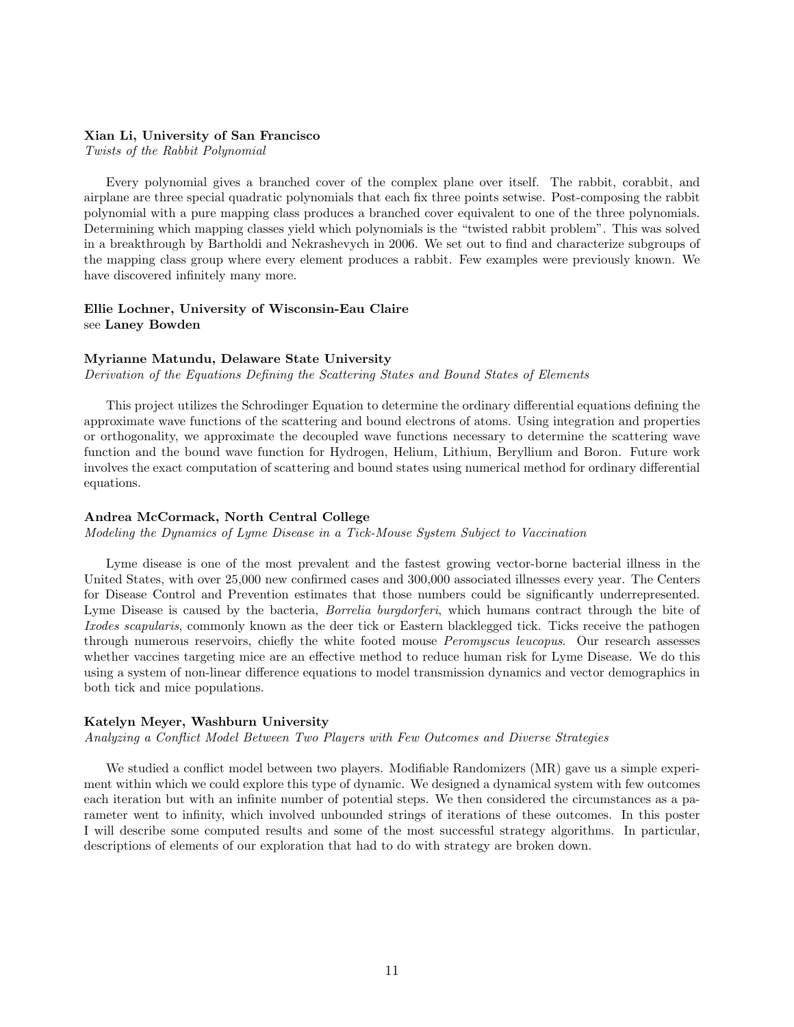**Xian Li, University of San Francisco**
*Twists of the Rabbit Polynomial*

Every polynomial gives a branched cover of the complex plane over itself. The rabbit, corabbit, and airplane are three special quadratic polynomials that each fix three points setwise. Post-composing the rabbit polynomial with a pure mapping class produces a branched cover equivalent to one of the three polynomials. Determining which mapping classes yield which polynomials is the "twisted rabbit problem". This was solved in a breakthrough by Bartholdi and Nekrashevych in 2006. We set out to find and characterize subgroups of the mapping class group where every element produces a rabbit. Few examples were previously known. We have discovered infinitely many more.

**Ellie Lochner, University of Wisconsin-Eau Claire**
see **Laney Bowden**

**Myrianne Matundu, Delaware State University**
*Derivation of the Equations Defining the Scattering States and Bound States of Elements*

This project utilizes the Schrodinger Equation to determine the ordinary differential equations defining the approximate wave functions of the scattering and bound electrons of atoms. Using integration and properties or orthogonality, we approximate the decoupled wave functions necessary to determine the scattering wave function and the bound wave function for Hydrogen, Helium, Lithium, Beryllium and Boron. Future work involves the exact computation of scattering and bound states using numerical method for ordinary differential equations.

**Andrea McCormack, North Central College**
*Modeling the Dynamics of Lyme Disease in a Tick-Mouse System Subject to Vaccination*

Lyme disease is one of the most prevalent and the fastest growing vector-borne bacterial illness in the United States, with over 25,000 new confirmed cases and 300,000 associated illnesses every year. The Centers for Disease Control and Prevention estimates that those numbers could be significantly underrepresented. Lyme Disease is caused by the bacteria, *Borrelia burgdorferi*, which humans contract through the bite of *Ixodes scapularis*, commonly known as the deer tick or Eastern blacklegged tick. Ticks receive the pathogen through numerous reservoirs, chiefly the white footed mouse *Peromyscus leucopus*. Our research assesses whether vaccines targeting mice are an effective method to reduce human risk for Lyme Disease. We do this using a system of non-linear difference equations to model transmission dynamics and vector demographics in both tick and mice populations.

**Katelyn Meyer, Washburn University**
*Analyzing a Conflict Model Between Two Players with Few Outcomes and Diverse Strategies*

We studied a conflict model between two players. Modifiable Randomizers (MR) gave us a simple experiment within which we could explore this type of dynamic. We designed a dynamical system with few outcomes each iteration but with an infinite number of potential steps. We then considered the circumstances as a parameter went to infinity, which involved unbounded strings of iterations of these outcomes. In this poster I will describe some computed results and some of the most successful strategy algorithms. In particular, descriptions of elements of our exploration that had to do with strategy are broken down.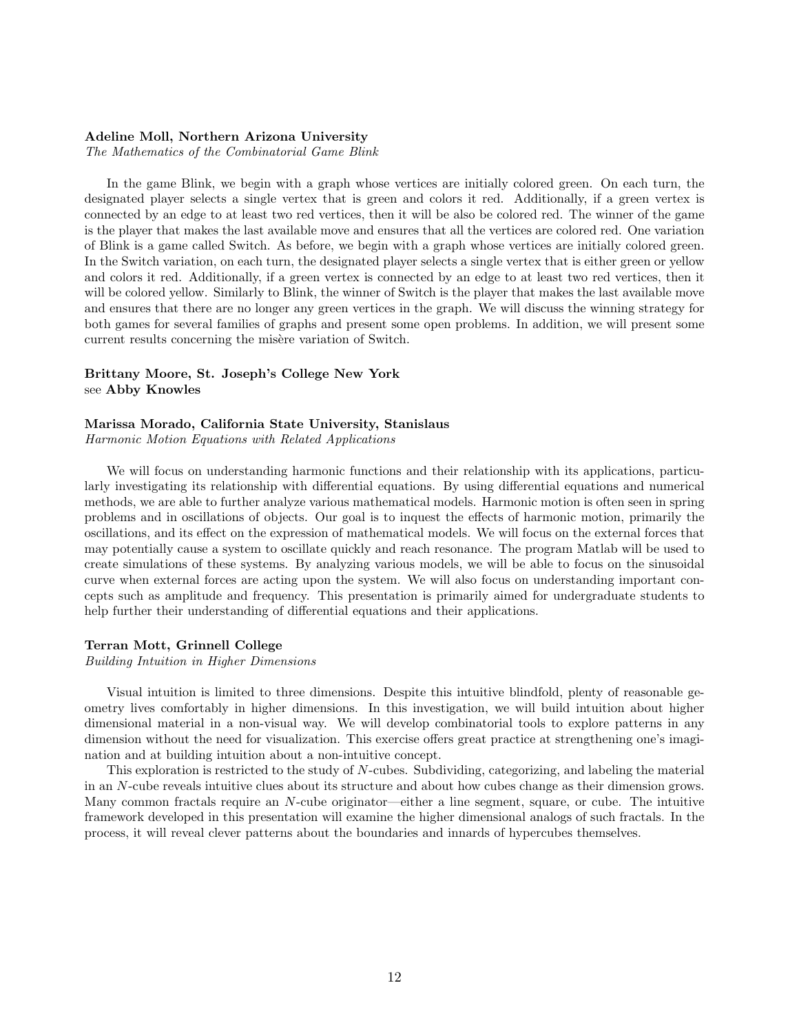**Adeline Moll, Northern Arizona University**
*The Mathematics of the Combinatorial Game Blink*

In the game Blink, we begin with a graph whose vertices are initially colored green. On each turn, the designated player selects a single vertex that is green and colors it red. Additionally, if a green vertex is connected by an edge to at least two red vertices, then it will be also be colored red. The winner of the game is the player that makes the last available move and ensures that all the vertices are colored red. One variation of Blink is a game called Switch. As before, we begin with a graph whose vertices are initially colored green. In the Switch variation, on each turn, the designated player selects a single vertex that is either green or yellow and colors it red. Additionally, if a green vertex is connected by an edge to at least two red vertices, then it will be colored yellow. Similarly to Blink, the winner of Switch is the player that makes the last available move and ensures that there are no longer any green vertices in the graph. We will discuss the winning strategy for both games for several families of graphs and present some open problems. In addition, we will present some current results concerning the misère variation of Switch.

**Brittany Moore, St. Joseph's College New York**
see **Abby Knowles**

**Marissa Morado, California State University, Stanislaus**
*Harmonic Motion Equations with Related Applications*

We will focus on understanding harmonic functions and their relationship with its applications, particularly investigating its relationship with differential equations. By using differential equations and numerical methods, we are able to further analyze various mathematical models. Harmonic motion is often seen in spring problems and in oscillations of objects. Our goal is to inquest the effects of harmonic motion, primarily the oscillations, and its effect on the expression of mathematical models. We will focus on the external forces that may potentially cause a system to oscillate quickly and reach resonance. The program Matlab will be used to create simulations of these systems. By analyzing various models, we will be able to focus on the sinusoidal curve when external forces are acting upon the system. We will also focus on understanding important concepts such as amplitude and frequency. This presentation is primarily aimed for undergraduate students to help further their understanding of differential equations and their applications.

**Terran Mott, Grinnell College**
*Building Intuition in Higher Dimensions*

Visual intuition is limited to three dimensions. Despite this intuitive blindfold, plenty of reasonable geometry lives comfortably in higher dimensions. In this investigation, we will build intuition about higher dimensional material in a non-visual way. We will develop combinatorial tools to explore patterns in any dimension without the need for visualization. This exercise offers great practice at strengthening one's imagination and at building intuition about a non-intuitive concept.

This exploration is restricted to the study of $N$-cubes. Subdividing, categorizing, and labeling the material in an $N$-cube reveals intuitive clues about its structure and about how cubes change as their dimension grows. Many common fractals require an $N$-cube originator—either a line segment, square, or cube. The intuitive framework developed in this presentation will examine the higher dimensional analogs of such fractals. In the process, it will reveal clever patterns about the boundaries and innards of hypercubes themselves.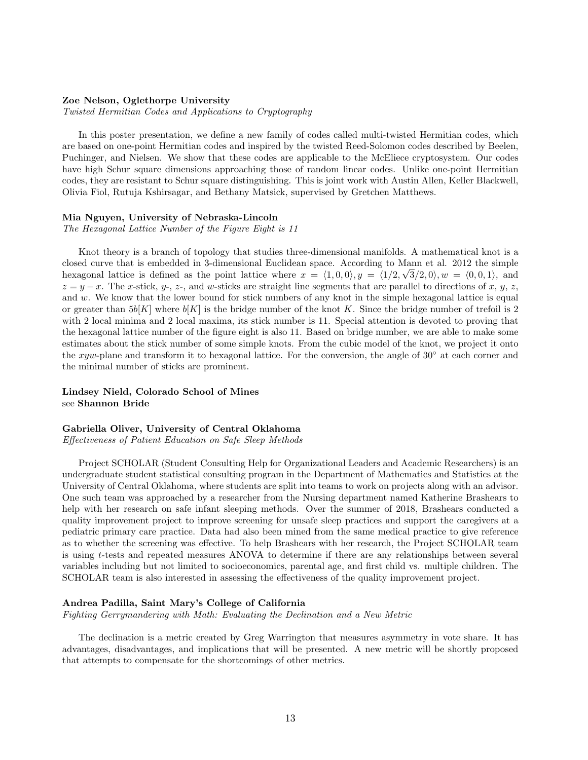**Zoe Nelson, Oglethorpe University**
*Twisted Hermitian Codes and Applications to Cryptography*

In this poster presentation, we define a new family of codes called multi-twisted Hermitian codes, which are based on one-point Hermitian codes and inspired by the twisted Reed-Solomon codes described by Beelen, Puchinger, and Nielsen. We show that these codes are applicable to the McEliece cryptosystem. Our codes have high Schur square dimensions approaching those of random linear codes. Unlike one-point Hermitian codes, they are resistant to Schur square distinguishing. This is joint work with Austin Allen, Keller Blackwell, Olivia Fiol, Rutuja Kshirsagar, and Bethany Matsick, supervised by Gretchen Matthews.

**Mia Nguyen, University of Nebraska-Lincoln**
*The Hexagonal Lattice Number of the Figure Eight is 11*

Knot theory is a branch of topology that studies three-dimensional manifolds. A mathematical knot is a closed curve that is embedded in 3-dimensional Euclidean space. According to Mann et al. 2012 the simple hexagonal lattice is defined as the point lattice where $x = \langle 1, 0, 0\rangle, y = \langle 1/2, \sqrt{3}/2, 0\rangle, w = \langle 0, 0, 1\rangle$, and $z = y - x$. The $x$-stick, $y$-, $z$-, and $w$-sticks are straight line segments that are parallel to directions of $x$, $y$, $z$, and $w$. We know that the lower bound for stick numbers of any knot in the simple hexagonal lattice is equal or greater than $5b[K]$ where $b[K]$ is the bridge number of the knot $K$. Since the bridge number of trefoil is 2 with 2 local minima and 2 local maxima, its stick number is 11. Special attention is devoted to proving that the hexagonal lattice number of the figure eight is also 11. Based on bridge number, we are able to make some estimates about the stick number of some simple knots. From the cubic model of the knot, we project it onto the $xyw$-plane and transform it to hexagonal lattice. For the conversion, the angle of $30^\circ$ at each corner and the minimal number of sticks are prominent.

**Lindsey Nield, Colorado School of Mines**
see **Shannon Bride**

**Gabriella Oliver, University of Central Oklahoma**
*Effectiveness of Patient Education on Safe Sleep Methods*

Project SCHOLAR (Student Consulting Help for Organizational Leaders and Academic Researchers) is an undergraduate student statistical consulting program in the Department of Mathematics and Statistics at the University of Central Oklahoma, where students are split into teams to work on projects along with an advisor. One such team was approached by a researcher from the Nursing department named Katherine Brashears to help with her research on safe infant sleeping methods. Over the summer of 2018, Brashears conducted a quality improvement project to improve screening for unsafe sleep practices and support the caregivers at a pediatric primary care practice. Data had also been mined from the same medical practice to give reference as to whether the screening was effective. To help Brashears with her research, the Project SCHOLAR team is using $t$-tests and repeated measures ANOVA to determine if there are any relationships between several variables including but not limited to socioeconomics, parental age, and first child vs. multiple children. The SCHOLAR team is also interested in assessing the effectiveness of the quality improvement project.

**Andrea Padilla, Saint Mary's College of California**
*Fighting Gerrymandering with Math: Evaluating the Declination and a New Metric*

The declination is a metric created by Greg Warrington that measures asymmetry in vote share. It has advantages, disadvantages, and implications that will be presented. A new metric will be shortly proposed that attempts to compensate for the shortcomings of other metrics.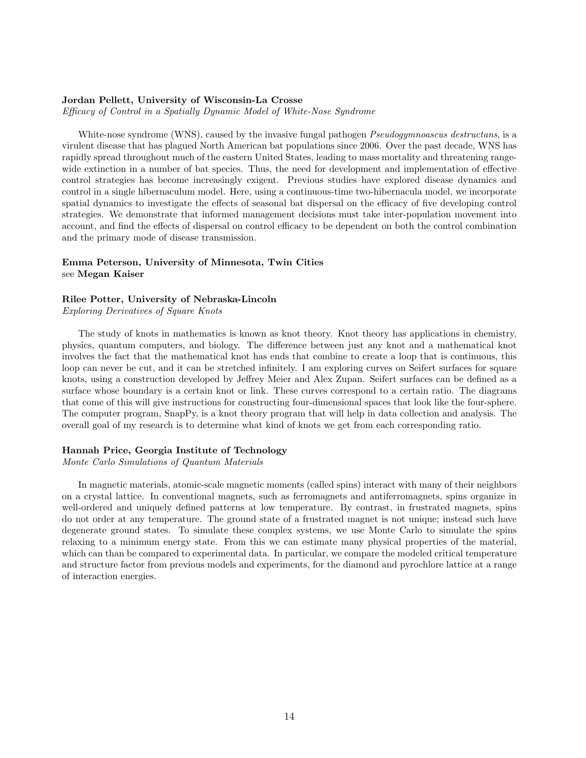**Jordan Pellett, University of Wisconsin-La Crosse**
*Efficacy of Control in a Spatially Dynamic Model of White-Nose Syndrome*

White-nose syndrome (WNS), caused by the invasive fungal pathogen *Pseudogymnoascus destructans*, is a virulent disease that has plagued North American bat populations since 2006. Over the past decade, WNS has rapidly spread throughout much of the eastern United States, leading to mass mortality and threatening range-wide extinction in a number of bat species. Thus, the need for development and implementation of effective control strategies has become increasingly exigent. Previous studies have explored disease dynamics and control in a single hibernaculum model. Here, using a continuous-time two-hibernacula model, we incorporate spatial dynamics to investigate the effects of seasonal bat dispersal on the efficacy of five developing control strategies. We demonstrate that informed management decisions must take inter-population movement into account, and find the effects of dispersal on control efficacy to be dependent on both the control combination and the primary mode of disease transmission.

**Emma Peterson, University of Minnesota, Twin Cities**
see **Megan Kaiser**

**Rilee Potter, University of Nebraska-Lincoln**
*Exploring Derivatives of Square Knots*

The study of knots in mathematics is known as knot theory. Knot theory has applications in chemistry, physics, quantum computers, and biology. The difference between just any knot and a mathematical knot involves the fact that the mathematical knot has ends that combine to create a loop that is continuous, this loop can never be cut, and it can be stretched infinitely. I am exploring curves on Seifert surfaces for square knots, using a construction developed by Jeffrey Meier and Alex Zupan. Seifert surfaces can be defined as a surface whose boundary is a certain knot or link. These curves correspond to a certain ratio. The diagrams that come of this will give instructions for constructing four-dimensional spaces that look like the four-sphere. The computer program, SnapPy, is a knot theory program that will help in data collection and analysis. The overall goal of my research is to determine what kind of knots we get from each corresponding ratio.

**Hannah Price, Georgia Institute of Technology**
*Monte Carlo Simulations of Quantum Materials*

In magnetic materials, atomic-scale magnetic moments (called spins) interact with many of their neighbors on a crystal lattice. In conventional magnets, such as ferromagnets and antiferromagnets, spins organize in well-ordered and uniquely defined patterns at low temperature. By contrast, in frustrated magnets, spins do not order at any temperature. The ground state of a frustrated magnet is not unique; instead such have degenerate ground states. To simulate these complex systems, we use Monte Carlo to simulate the spins relaxing to a minimum energy state. From this we can estimate many physical properties of the material, which can than be compared to experimental data. In particular, we compare the modeled critical temperature and structure factor from previous models and experiments, for the diamond and pyrochlore lattice at a range of interaction energies.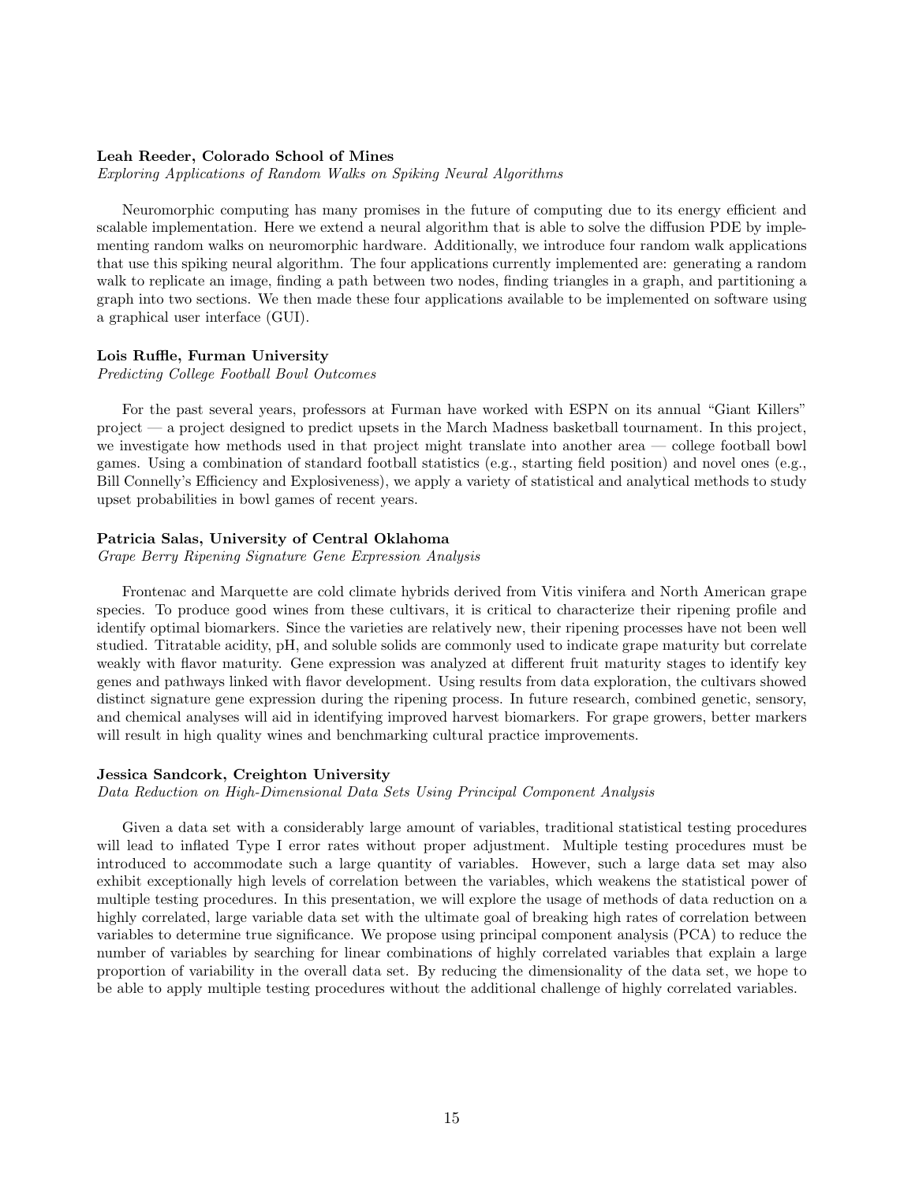**Leah Reeder, Colorado School of Mines**

*Exploring Applications of Random Walks on Spiking Neural Algorithms*

Neuromorphic computing has many promises in the future of computing due to its energy efficient and scalable implementation. Here we extend a neural algorithm that is able to solve the diffusion PDE by implementing random walks on neuromorphic hardware. Additionally, we introduce four random walk applications that use this spiking neural algorithm. The four applications currently implemented are: generating a random walk to replicate an image, finding a path between two nodes, finding triangles in a graph, and partitioning a graph into two sections. We then made these four applications available to be implemented on software using a graphical user interface (GUI).

**Lois Ruffle, Furman University**

*Predicting College Football Bowl Outcomes*

For the past several years, professors at Furman have worked with ESPN on its annual "Giant Killers" project — a project designed to predict upsets in the March Madness basketball tournament. In this project, we investigate how methods used in that project might translate into another area — college football bowl games. Using a combination of standard football statistics (e.g., starting field position) and novel ones (e.g., Bill Connelly's Efficiency and Explosiveness), we apply a variety of statistical and analytical methods to study upset probabilities in bowl games of recent years.

**Patricia Salas, University of Central Oklahoma**

*Grape Berry Ripening Signature Gene Expression Analysis*

Frontenac and Marquette are cold climate hybrids derived from Vitis vinifera and North American grape species. To produce good wines from these cultivars, it is critical to characterize their ripening profile and identify optimal biomarkers. Since the varieties are relatively new, their ripening processes have not been well studied. Titratable acidity, pH, and soluble solids are commonly used to indicate grape maturity but correlate weakly with flavor maturity. Gene expression was analyzed at different fruit maturity stages to identify key genes and pathways linked with flavor development. Using results from data exploration, the cultivars showed distinct signature gene expression during the ripening process. In future research, combined genetic, sensory, and chemical analyses will aid in identifying improved harvest biomarkers. For grape growers, better markers will result in high quality wines and benchmarking cultural practice improvements.

**Jessica Sandcork, Creighton University**

*Data Reduction on High-Dimensional Data Sets Using Principal Component Analysis*

Given a data set with a considerably large amount of variables, traditional statistical testing procedures will lead to inflated Type I error rates without proper adjustment. Multiple testing procedures must be introduced to accommodate such a large quantity of variables. However, such a large data set may also exhibit exceptionally high levels of correlation between the variables, which weakens the statistical power of multiple testing procedures. In this presentation, we will explore the usage of methods of data reduction on a highly correlated, large variable data set with the ultimate goal of breaking high rates of correlation between variables to determine true significance. We propose using principal component analysis (PCA) to reduce the number of variables by searching for linear combinations of highly correlated variables that explain a large proportion of variability in the overall data set. By reducing the dimensionality of the data set, we hope to be able to apply multiple testing procedures without the additional challenge of highly correlated variables.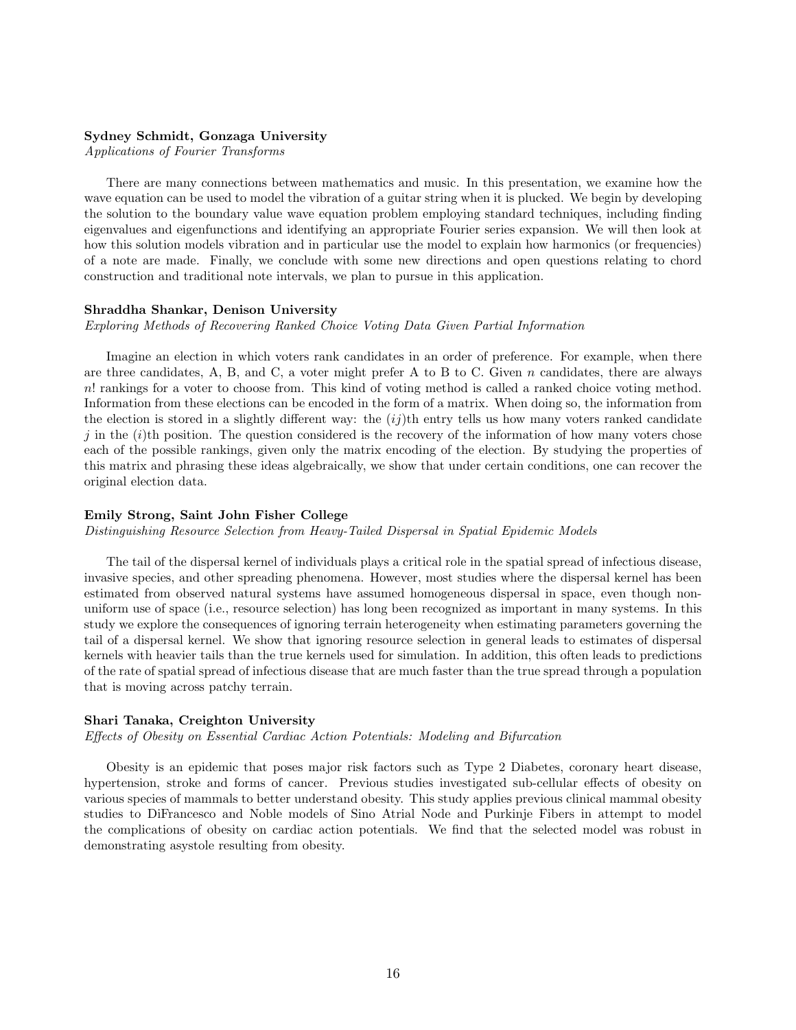**Sydney Schmidt, Gonzaga University**
*Applications of Fourier Transforms*

There are many connections between mathematics and music. In this presentation, we examine how the wave equation can be used to model the vibration of a guitar string when it is plucked. We begin by developing the solution to the boundary value wave equation problem employing standard techniques, including finding eigenvalues and eigenfunctions and identifying an appropriate Fourier series expansion. We will then look at how this solution models vibration and in particular use the model to explain how harmonics (or frequencies) of a note are made. Finally, we conclude with some new directions and open questions relating to chord construction and traditional note intervals, we plan to pursue in this application.

**Shraddha Shankar, Denison University**
*Exploring Methods of Recovering Ranked Choice Voting Data Given Partial Information*

Imagine an election in which voters rank candidates in an order of preference. For example, when there are three candidates, A, B, and C, a voter might prefer A to B to C. Given $n$ candidates, there are always $n!$ rankings for a voter to choose from. This kind of voting method is called a ranked choice voting method. Information from these elections can be encoded in the form of a matrix. When doing so, the information from the election is stored in a slightly different way: the $(ij)$th entry tells us how many voters ranked candidate $j$ in the $(i)$th position. The question considered is the recovery of the information of how many voters chose each of the possible rankings, given only the matrix encoding of the election. By studying the properties of this matrix and phrasing these ideas algebraically, we show that under certain conditions, one can recover the original election data.

**Emily Strong, Saint John Fisher College**
*Distinguishing Resource Selection from Heavy-Tailed Dispersal in Spatial Epidemic Models*

The tail of the dispersal kernel of individuals plays a critical role in the spatial spread of infectious disease, invasive species, and other spreading phenomena. However, most studies where the dispersal kernel has been estimated from observed natural systems have assumed homogeneous dispersal in space, even though non-uniform use of space (i.e., resource selection) has long been recognized as important in many systems. In this study we explore the consequences of ignoring terrain heterogeneity when estimating parameters governing the tail of a dispersal kernel. We show that ignoring resource selection in general leads to estimates of dispersal kernels with heavier tails than the true kernels used for simulation. In addition, this often leads to predictions of the rate of spatial spread of infectious disease that are much faster than the true spread through a population that is moving across patchy terrain.

**Shari Tanaka, Creighton University**
*Effects of Obesity on Essential Cardiac Action Potentials: Modeling and Bifurcation*

Obesity is an epidemic that poses major risk factors such as Type 2 Diabetes, coronary heart disease, hypertension, stroke and forms of cancer. Previous studies investigated sub-cellular effects of obesity on various species of mammals to better understand obesity. This study applies previous clinical mammal obesity studies to DiFrancesco and Noble models of Sino Atrial Node and Purkinje Fibers in attempt to model the complications of obesity on cardiac action potentials. We find that the selected model was robust in demonstrating asystole resulting from obesity.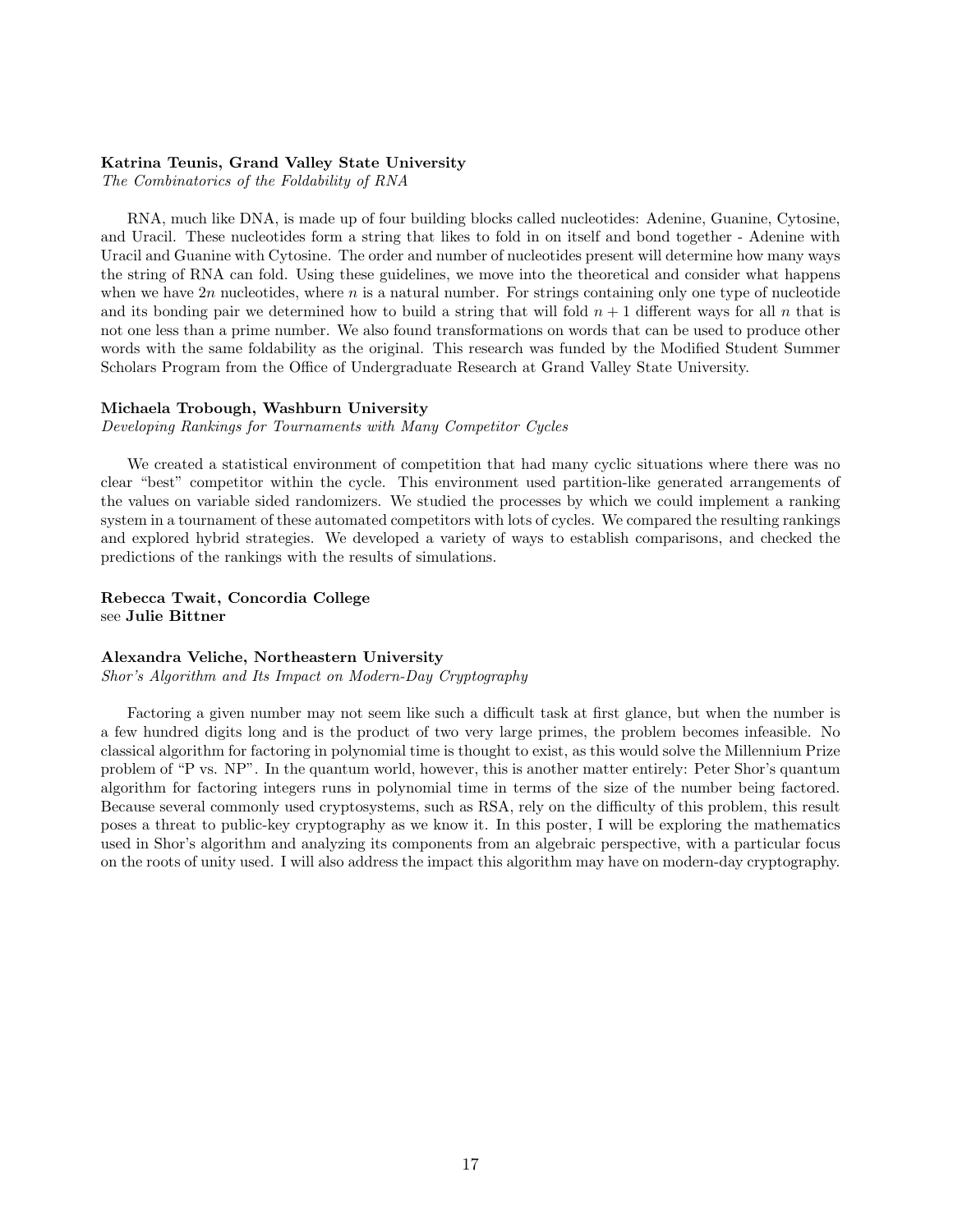**Katrina Teunis, Grand Valley State University**
*The Combinatorics of the Foldability of RNA*

RNA, much like DNA, is made up of four building blocks called nucleotides: Adenine, Guanine, Cytosine, and Uracil. These nucleotides form a string that likes to fold in on itself and bond together - Adenine with Uracil and Guanine with Cytosine. The order and number of nucleotides present will determine how many ways the string of RNA can fold. Using these guidelines, we move into the theoretical and consider what happens when we have $2n$ nucleotides, where $n$ is a natural number. For strings containing only one type of nucleotide and its bonding pair we determined how to build a string that will fold $n+1$ different ways for all $n$ that is not one less than a prime number. We also found transformations on words that can be used to produce other words with the same foldability as the original. This research was funded by the Modified Student Summer Scholars Program from the Office of Undergraduate Research at Grand Valley State University.

**Michaela Trobough, Washburn University**
*Developing Rankings for Tournaments with Many Competitor Cycles*

We created a statistical environment of competition that had many cyclic situations where there was no clear "best" competitor within the cycle. This environment used partition-like generated arrangements of the values on variable sided randomizers. We studied the processes by which we could implement a ranking system in a tournament of these automated competitors with lots of cycles. We compared the resulting rankings and explored hybrid strategies. We developed a variety of ways to establish comparisons, and checked the predictions of the rankings with the results of simulations.

**Rebecca Twait, Concordia College**
see **Julie Bittner**

**Alexandra Veliche, Northeastern University**
*Shor's Algorithm and Its Impact on Modern-Day Cryptography*

Factoring a given number may not seem like such a difficult task at first glance, but when the number is a few hundred digits long and is the product of two very large primes, the problem becomes infeasible. No classical algorithm for factoring in polynomial time is thought to exist, as this would solve the Millennium Prize problem of "P vs. NP". In the quantum world, however, this is another matter entirely: Peter Shor's quantum algorithm for factoring integers runs in polynomial time in terms of the size of the number being factored. Because several commonly used cryptosystems, such as RSA, rely on the difficulty of this problem, this result poses a threat to public-key cryptography as we know it. In this poster, I will be exploring the mathematics used in Shor's algorithm and analyzing its components from an algebraic perspective, with a particular focus on the roots of unity used. I will also address the impact this algorithm may have on modern-day cryptography.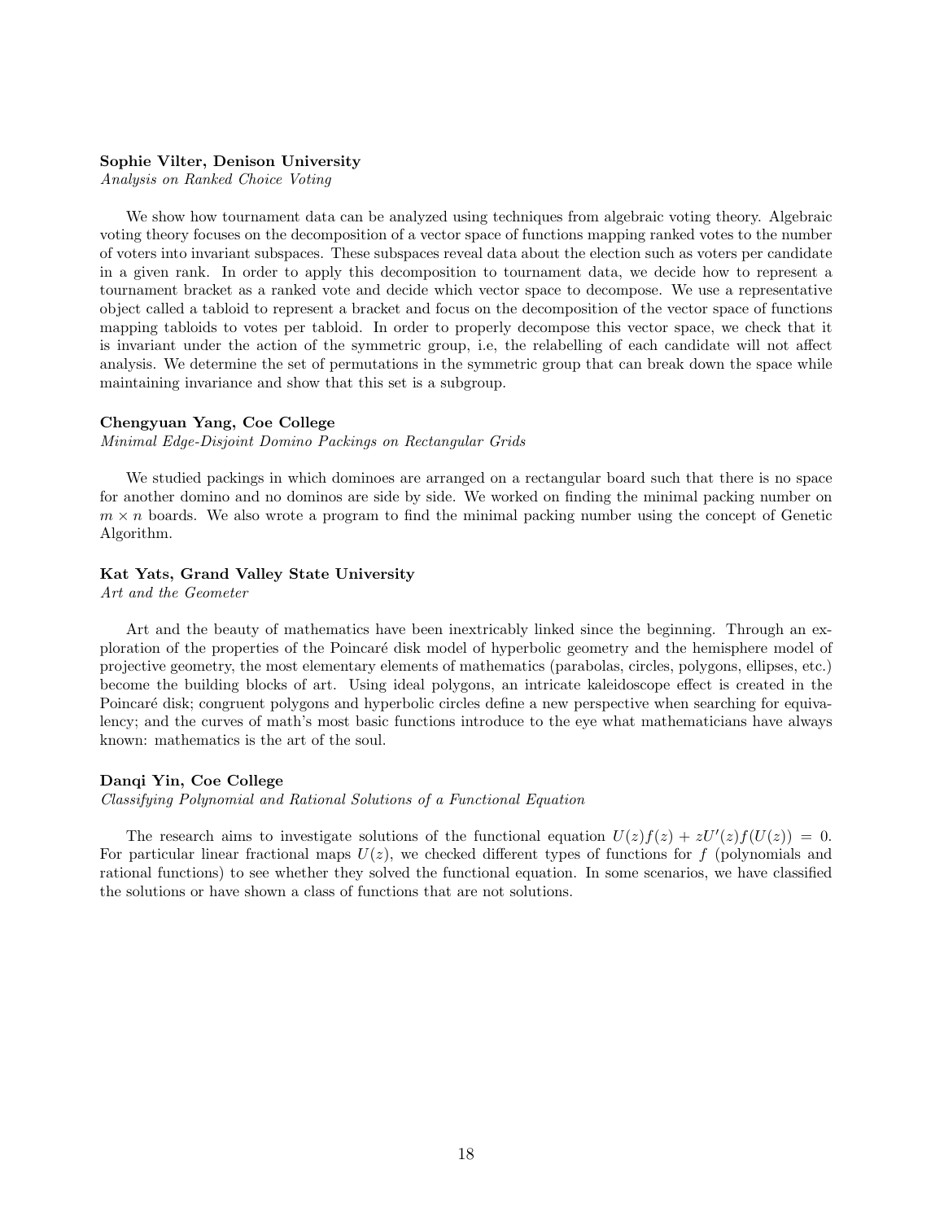**Sophie Vilter, Denison University**

*Analysis on Ranked Choice Voting*

We show how tournament data can be analyzed using techniques from algebraic voting theory. Algebraic voting theory focuses on the decomposition of a vector space of functions mapping ranked votes to the number of voters into invariant subspaces. These subspaces reveal data about the election such as voters per candidate in a given rank. In order to apply this decomposition to tournament data, we decide how to represent a tournament bracket as a ranked vote and decide which vector space to decompose. We use a representative object called a tabloid to represent a bracket and focus on the decomposition of the vector space of functions mapping tabloids to votes per tabloid. In order to properly decompose this vector space, we check that it is invariant under the action of the symmetric group, i.e, the relabelling of each candidate will not affect analysis. We determine the set of permutations in the symmetric group that can break down the space while maintaining invariance and show that this set is a subgroup.

**Chengyuan Yang, Coe College**

*Minimal Edge-Disjoint Domino Packings on Rectangular Grids*

We studied packings in which dominoes are arranged on a rectangular board such that there is no space for another domino and no dominos are side by side. We worked on finding the minimal packing number on $m \times n$ boards. We also wrote a program to find the minimal packing number using the concept of Genetic Algorithm.

**Kat Yats, Grand Valley State University**

*Art and the Geometer*

Art and the beauty of mathematics have been inextricably linked since the beginning. Through an exploration of the properties of the Poincaré disk model of hyperbolic geometry and the hemisphere model of projective geometry, the most elementary elements of mathematics (parabolas, circles, polygons, ellipses, etc.) become the building blocks of art. Using ideal polygons, an intricate kaleidoscope effect is created in the Poincaré disk; congruent polygons and hyperbolic circles define a new perspective when searching for equivalency; and the curves of math's most basic functions introduce to the eye what mathematicians have always known: mathematics is the art of the soul.

**Danqi Yin, Coe College**

*Classifying Polynomial and Rational Solutions of a Functional Equation*

The research aims to investigate solutions of the functional equation $U(z)f(z) + zU'(z)f(U(z)) = 0$. For particular linear fractional maps $U(z)$, we checked different types of functions for $f$ (polynomials and rational functions) to see whether they solved the functional equation. In some scenarios, we have classified the solutions or have shown a class of functions that are not solutions.